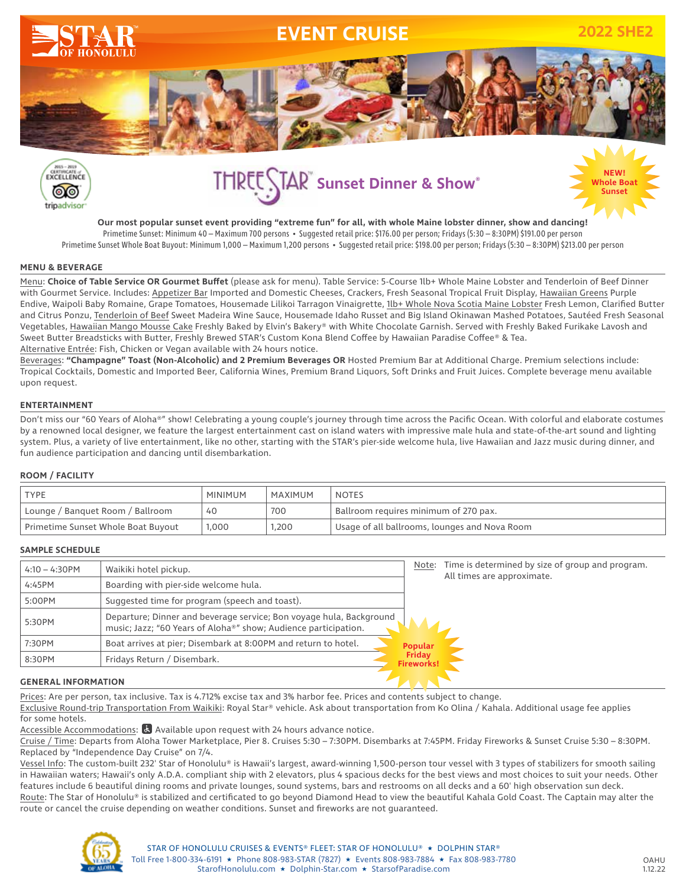# STAR OF HONOLULU

# EVENT CRUISE

**2022 SHE2**

## THREE STAR Sunset Dinner & Show®

**NEW! Whole Boat Sunset**

**Our most popular sunset event providing "extreme fun" for all, with whole Maine lobster dinner, show and dancing!**

Primetime Sunset: Minimum 40 – Maximum 700 persons • Suggested retail price: $176.00 per person; Fridays (5:30 – 8:30PM) $191.00 per person

Primetime Sunset Whole Boat Buyout: Minimum 1,000 – Maximum 1,200 persons • Suggested retail price: $198.00 per person; Fridays (5:30 – 8:30PM) $213.00 per person

### MENU & BEVERAGE

Menu: **Choice of Table Service OR Gourmet Buffet** (please ask for menu). Table Service: 5-Course 1lb+ Whole Maine Lobster and Tenderloin of Beef Dinner with Gourmet Service. Includes: Appetizer Bar Imported and Domestic Cheeses, Crackers, Fresh Seasonal Tropical Fruit Display, Hawaiian Greens Purple Endive, Waipoli Baby Romaine, Grape Tomatoes, Housemade Lilikoi Tarragon Vinaigrette, 1lb+ Whole Nova Scotia Maine Lobster Fresh Lemon, Clarified Butter and Citrus Ponzu, Tenderloin of Beef Sweet Madeira Wine Sauce, Housemade Idaho Russet and Big Island Okinawan Mashed Potatoes, Sautéed Fresh Seasonal Vegetables, Hawaiian Mango Mousse Cake Freshly Baked by Elvin's Bakery® with White Chocolate Garnish. Served with Freshly Baked Furikake Lavosh and Sweet Butter Breadsticks with Butter, Freshly Brewed STAR's Custom Kona Blend Coffee by Hawaiian Paradise Coffee® & Tea.

Alternative Entrée: Fish, Chicken or Vegan available with 24 hours notice.

Beverages: **"Champagne" Toast (Non-Alcoholic) and 2 Premium Beverages OR** Hosted Premium Bar at Additional Charge. Premium selections include: Tropical Cocktails, Domestic and Imported Beer, California Wines, Premium Brand Liquors, Soft Drinks and Fruit Juices. Complete beverage menu available upon request.

### ENTERTAINMENT

Don't miss our "60 Years of Aloha®" show! Celebrating a young couple's journey through time across the Pacific Ocean. With colorful and elaborate costumes by a renowned local designer, we feature the largest entertainment cast on island waters with impressive male hula and state-of-the-art sound and lighting system. Plus, a variety of live entertainment, like no other, starting with the STAR's pier-side welcome hula, live Hawaiian and Jazz music during dinner, and fun audience participation and dancing until disembarkation.

### ROOM / FACILITY

| TYPE | MINIMUM | MAXIMUM | NOTES |
|---|---|---|---|
| Lounge / Banquet Room / Ballroom | 40 | 700 | Ballroom requires minimum of 270 pax. |
| Primetime Sunset Whole Boat Buyout | 1,000 | 1,200 | Usage of all ballrooms, lounges and Nova Room |

### SAMPLE SCHEDULE

| | |
|---|---|
| 4:10 – 4:30PM | Waikiki hotel pickup. |
| 4:45PM | Boarding with pier-side welcome hula. |
| 5:00PM | Suggested time for program (speech and toast). |
| 5:30PM | Departure; Dinner and beverage service; Bon voyage hula, Background music; Jazz; "60 Years of Aloha®" show; Audience participation. |
| 7:30PM | Boat arrives at pier; Disembark at 8:00PM and return to hotel. |
| 8:30PM | Fridays Return / Disembark. |

Note: Time is determined by size of group and program. All times are approximate.

**Popular Friday Fireworks!**

### GENERAL INFORMATION

Prices: Are per person, tax inclusive. Tax is 4.712% excise tax and 3% harbor fee. Prices and contents subject to change.

Exclusive Round-trip Transportation From Waikiki: Royal Star® vehicle. Ask about transportation from Ko Olina / Kahala. Additional usage fee applies for some hotels.

Accessible Accommodations: Available upon request with 24 hours advance notice.

Cruise / Time: Departs from Aloha Tower Marketplace, Pier 8. Cruises 5:30 – 7:30PM. Disembarks at 7:45PM. Friday Fireworks & Sunset Cruise 5:30 – 8:30PM. Replaced by "Independence Day Cruise" on 7/4.

Vessel Info: The custom-built 232' Star of Honolulu® is Hawaii's largest, award-winning 1,500-person tour vessel with 3 types of stabilizers for smooth sailing in Hawaiian waters; Hawaii's only A.D.A. compliant ship with 2 elevators, plus 4 spacious decks for the best views and most choices to suit your needs. Other features include 6 beautiful dining rooms and private lounges, sound systems, bars and restrooms on all decks and a 60' high observation sun deck.

Route: The Star of Honolulu® is stabilized and certificated to go beyond Diamond Head to view the beautiful Kahala Gold Coast. The Captain may alter the route or cancel the cruise depending on weather conditions. Sunset and fireworks are not guaranteed.

STAR OF HONOLULU CRUISES & EVENTS® FLEET: STAR OF HONOLULU® ★ DOLPHIN STAR®

Toll Free 1-800-334-6191 ★ Phone 808-983-STAR (7827) ★ Events 808-983-7884 ★ Fax 808-983-7780

StarofHonolulu.com ★ Dolphin-Star.com ★ StarsofParadise.com

OAHU 1.12.22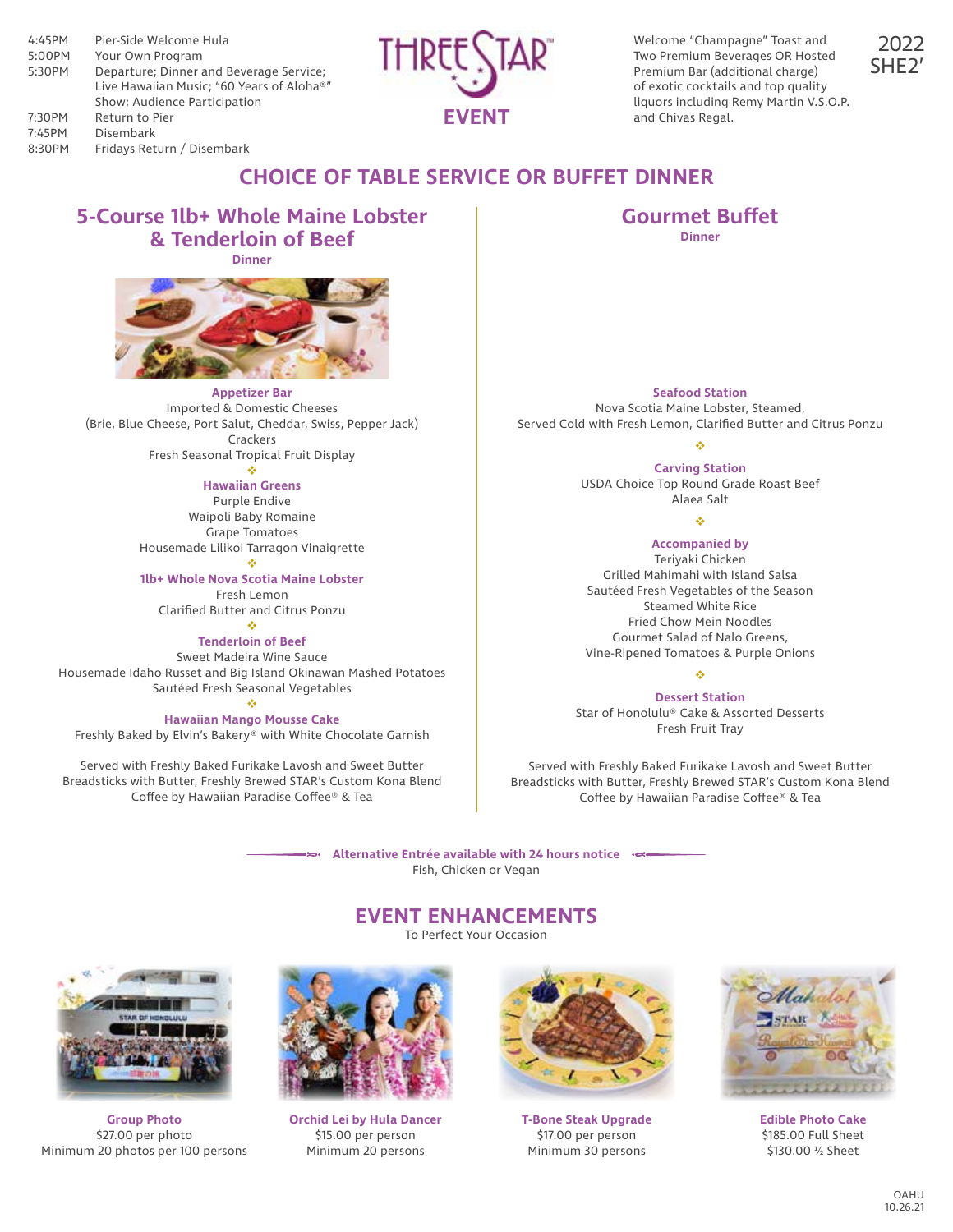| | |
|---|---|
| 4:45PM | Pier-Side Welcome Hula |
| 5:00PM | Your Own Program |
| 5:30PM | Departure; Dinner and Beverage Service; Live Hawaiian Music; "60 Years of Aloha®" Show; Audience Participation |
| 7:30PM | Return to Pier |
| 7:45PM | Disembark |
| 8:30PM | Fridays Return / Disembark |

THREE STAR™ EVENT

Welcome "Champagne" Toast and Two Premium Beverages OR Hosted Premium Bar (additional charge) of exotic cocktails and top quality liquors including Remy Martin V.S.O.P. and Chivas Regal.

2022 SHE2'

# CHOICE OF TABLE SERVICE OR BUFFET DINNER

## 5-Course 1lb+ Whole Maine Lobster & Tenderloin of Beef

**Dinner**

**Appetizer Bar**
Imported & Domestic Cheeses
(Brie, Blue Cheese, Port Salut, Cheddar, Swiss, Pepper Jack)
Crackers
Fresh Seasonal Tropical Fruit Display

**Hawaiian Greens**
Purple Endive
Waipoli Baby Romaine
Grape Tomatoes
Housemade Lilikoi Tarragon Vinaigrette

**1lb+ Whole Nova Scotia Maine Lobster**
Fresh Lemon
Clarified Butter and Citrus Ponzu

**Tenderloin of Beef**
Sweet Madeira Wine Sauce
Housemade Idaho Russet and Big Island Okinawan Mashed Potatoes
Sautéed Fresh Seasonal Vegetables

**Hawaiian Mango Mousse Cake**
Freshly Baked by Elvin's Bakery® with White Chocolate Garnish

Served with Freshly Baked Furikake Lavosh and Sweet Butter Breadsticks with Butter, Freshly Brewed STAR's Custom Kona Blend Coffee by Hawaiian Paradise Coffee® & Tea

## Gourmet Buffet

**Dinner**

**Seafood Station**
Nova Scotia Maine Lobster, Steamed,
Served Cold with Fresh Lemon, Clarified Butter and Citrus Ponzu

**Carving Station**
USDA Choice Top Round Grade Roast Beef
Alaea Salt

**Accompanied by**
Teriyaki Chicken
Grilled Mahimahi with Island Salsa
Sautéed Fresh Vegetables of the Season
Steamed White Rice
Fried Chow Mein Noodles
Gourmet Salad of Nalo Greens,
Vine-Ripened Tomatoes & Purple Onions

**Dessert Station**
Star of Honolulu® Cake & Assorted Desserts
Fresh Fruit Tray

Served with Freshly Baked Furikake Lavosh and Sweet Butter Breadsticks with Butter, Freshly Brewed STAR's Custom Kona Blend Coffee by Hawaiian Paradise Coffee® & Tea

**Alternative Entrée available with 24 hours notice**
Fish, Chicken or Vegan

# EVENT ENHANCEMENTS

To Perfect Your Occasion

**Group Photo**
$27.00 per photo
Minimum 20 photos per 100 persons

**Orchid Lei by Hula Dancer**
$15.00 per person
Minimum 20 persons

**T-Bone Steak Upgrade**
$17.00 per person
Minimum 30 persons

**Edible Photo Cake**
$185.00 Full Sheet
$130.00 ½ Sheet

OAHU
10.26.21